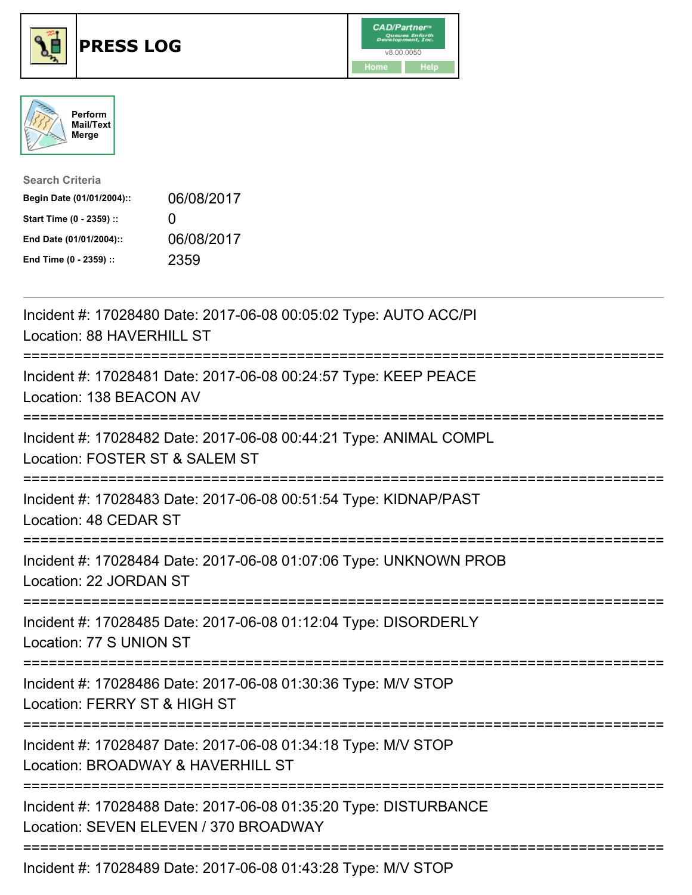# PRESS LOG

Perform Mail/Text Merge

**Search Criteria**

| | |
|---|---|
| **Begin Date (01/01/2004)::** | 06/08/2017 |
| **Start Time (0 - 2359) ::** | 0 |
| **End Date (01/01/2004)::** | 06/08/2017 |
| **End Time (0 - 2359) ::** | 2359 |

Incident #: 17028480 Date: 2017-06-08 00:05:02 Type: AUTO ACC/PI
Location: 88 HAVERHILL ST

===========================================================================

Incident #: 17028481 Date: 2017-06-08 00:24:57 Type: KEEP PEACE
Location: 138 BEACON AV

===========================================================================

Incident #: 17028482 Date: 2017-06-08 00:44:21 Type: ANIMAL COMPL
Location: FOSTER ST & SALEM ST

===========================================================================

Incident #: 17028483 Date: 2017-06-08 00:51:54 Type: KIDNAP/PAST
Location: 48 CEDAR ST

===========================================================================

Incident #: 17028484 Date: 2017-06-08 01:07:06 Type: UNKNOWN PROB
Location: 22 JORDAN ST

===========================================================================

Incident #: 17028485 Date: 2017-06-08 01:12:04 Type: DISORDERLY
Location: 77 S UNION ST

===========================================================================

Incident #: 17028486 Date: 2017-06-08 01:30:36 Type: M/V STOP
Location: FERRY ST & HIGH ST

===========================================================================

Incident #: 17028487 Date: 2017-06-08 01:34:18 Type: M/V STOP
Location: BROADWAY & HAVERHILL ST

===========================================================================

Incident #: 17028488 Date: 2017-06-08 01:35:20 Type: DISTURBANCE
Location: SEVEN ELEVEN / 370 BROADWAY

===========================================================================

Incident #: 17028489 Date: 2017-06-08 01:43:28 Type: M/V STOP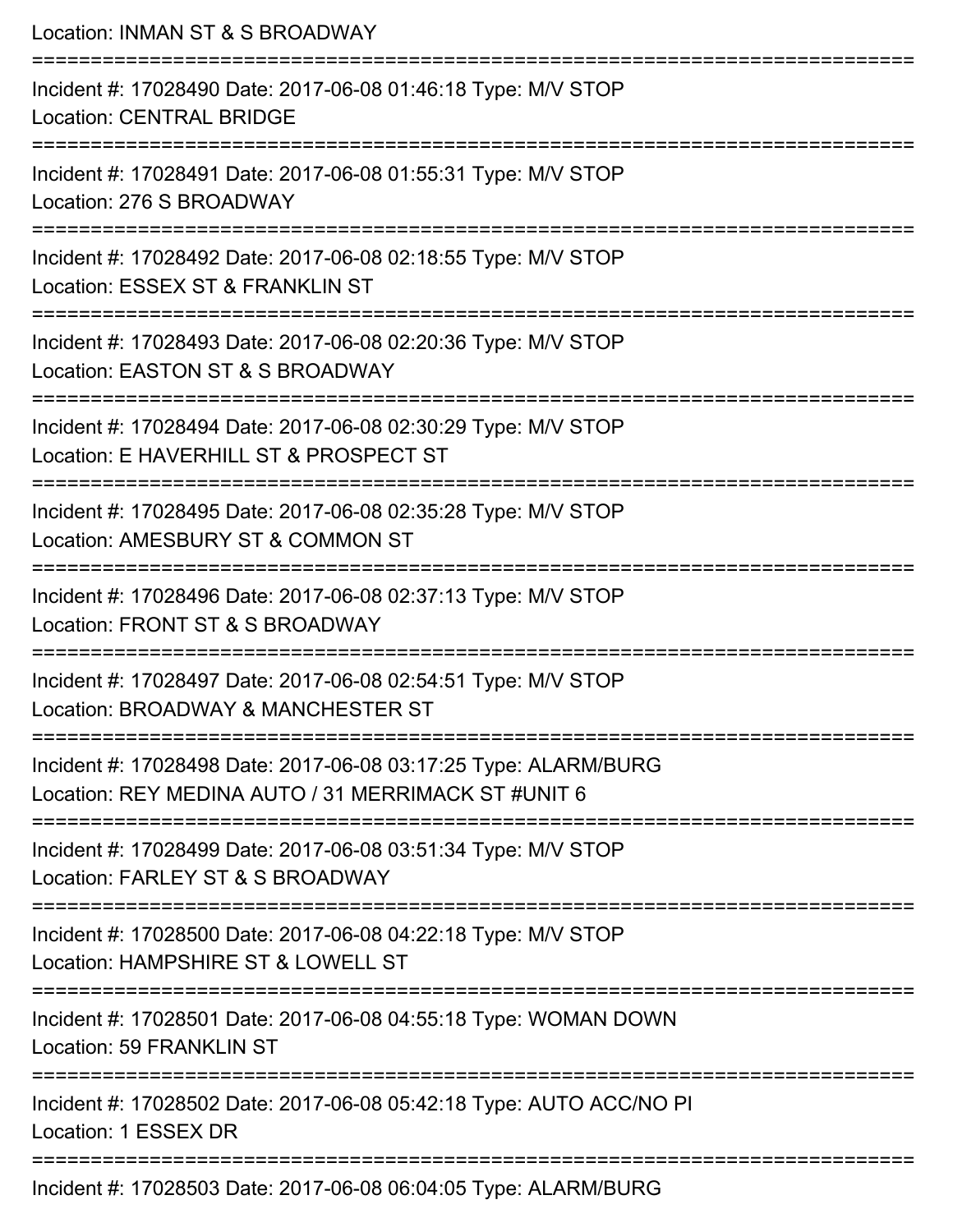Location: INMAN ST & S BROADWAY

===========================================================================

Incident #: 17028490 Date: 2017-06-08 01:46:18 Type: M/V STOP
Location: CENTRAL BRIDGE

===========================================================================

Incident #: 17028491 Date: 2017-06-08 01:55:31 Type: M/V STOP
Location: 276 S BROADWAY

===========================================================================

Incident #: 17028492 Date: 2017-06-08 02:18:55 Type: M/V STOP
Location: ESSEX ST & FRANKLIN ST

===========================================================================

Incident #: 17028493 Date: 2017-06-08 02:20:36 Type: M/V STOP
Location: EASTON ST & S BROADWAY

===========================================================================

Incident #: 17028494 Date: 2017-06-08 02:30:29 Type: M/V STOP
Location: E HAVERHILL ST & PROSPECT ST

===========================================================================

Incident #: 17028495 Date: 2017-06-08 02:35:28 Type: M/V STOP
Location: AMESBURY ST & COMMON ST

===========================================================================

Incident #: 17028496 Date: 2017-06-08 02:37:13 Type: M/V STOP
Location: FRONT ST & S BROADWAY

===========================================================================

Incident #: 17028497 Date: 2017-06-08 02:54:51 Type: M/V STOP
Location: BROADWAY & MANCHESTER ST

===========================================================================

Incident #: 17028498 Date: 2017-06-08 03:17:25 Type: ALARM/BURG
Location: REY MEDINA AUTO / 31 MERRIMACK ST #UNIT 6

===========================================================================

Incident #: 17028499 Date: 2017-06-08 03:51:34 Type: M/V STOP
Location: FARLEY ST & S BROADWAY

===========================================================================

Incident #: 17028500 Date: 2017-06-08 04:22:18 Type: M/V STOP
Location: HAMPSHIRE ST & LOWELL ST

===========================================================================

Incident #: 17028501 Date: 2017-06-08 04:55:18 Type: WOMAN DOWN
Location: 59 FRANKLIN ST

===========================================================================

Incident #: 17028502 Date: 2017-06-08 05:42:18 Type: AUTO ACC/NO PI
Location: 1 ESSEX DR

===========================================================================

Incident #: 17028503 Date: 2017-06-08 06:04:05 Type: ALARM/BURG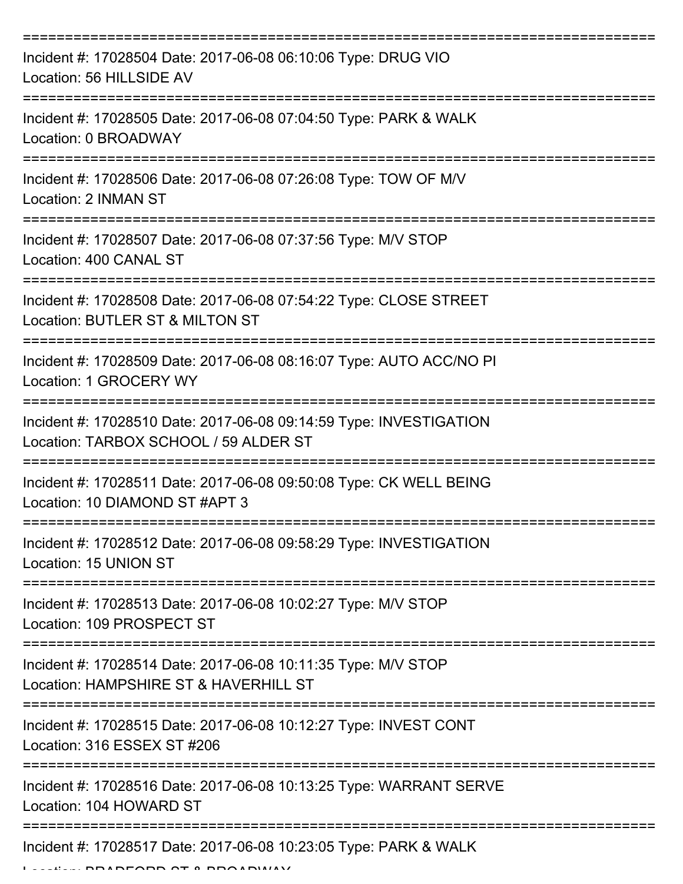===========================================================================

Incident #: 17028504 Date: 2017-06-08 06:10:06 Type: DRUG VIO
Location: 56 HILLSIDE AV

===========================================================================

Incident #: 17028505 Date: 2017-06-08 07:04:50 Type: PARK & WALK
Location: 0 BROADWAY

===========================================================================

Incident #: 17028506 Date: 2017-06-08 07:26:08 Type: TOW OF M/V
Location: 2 INMAN ST

===========================================================================

Incident #: 17028507 Date: 2017-06-08 07:37:56 Type: M/V STOP
Location: 400 CANAL ST

===========================================================================

Incident #: 17028508 Date: 2017-06-08 07:54:22 Type: CLOSE STREET
Location: BUTLER ST & MILTON ST

===========================================================================

Incident #: 17028509 Date: 2017-06-08 08:16:07 Type: AUTO ACC/NO PI
Location: 1 GROCERY WY

===========================================================================

Incident #: 17028510 Date: 2017-06-08 09:14:59 Type: INVESTIGATION
Location: TARBOX SCHOOL / 59 ALDER ST

===========================================================================

Incident #: 17028511 Date: 2017-06-08 09:50:08 Type: CK WELL BEING
Location: 10 DIAMOND ST #APT 3

===========================================================================

Incident #: 17028512 Date: 2017-06-08 09:58:29 Type: INVESTIGATION
Location: 15 UNION ST

===========================================================================

Incident #: 17028513 Date: 2017-06-08 10:02:27 Type: M/V STOP
Location: 109 PROSPECT ST

===========================================================================

Incident #: 17028514 Date: 2017-06-08 10:11:35 Type: M/V STOP
Location: HAMPSHIRE ST & HAVERHILL ST

===========================================================================

Incident #: 17028515 Date: 2017-06-08 10:12:27 Type: INVEST CONT
Location: 316 ESSEX ST #206

===========================================================================

Incident #: 17028516 Date: 2017-06-08 10:13:25 Type: WARRANT SERVE
Location: 104 HOWARD ST

===========================================================================

Incident #: 17028517 Date: 2017-06-08 10:23:05 Type: PARK & WALK
Location: BRADFORD ST & BROADWAY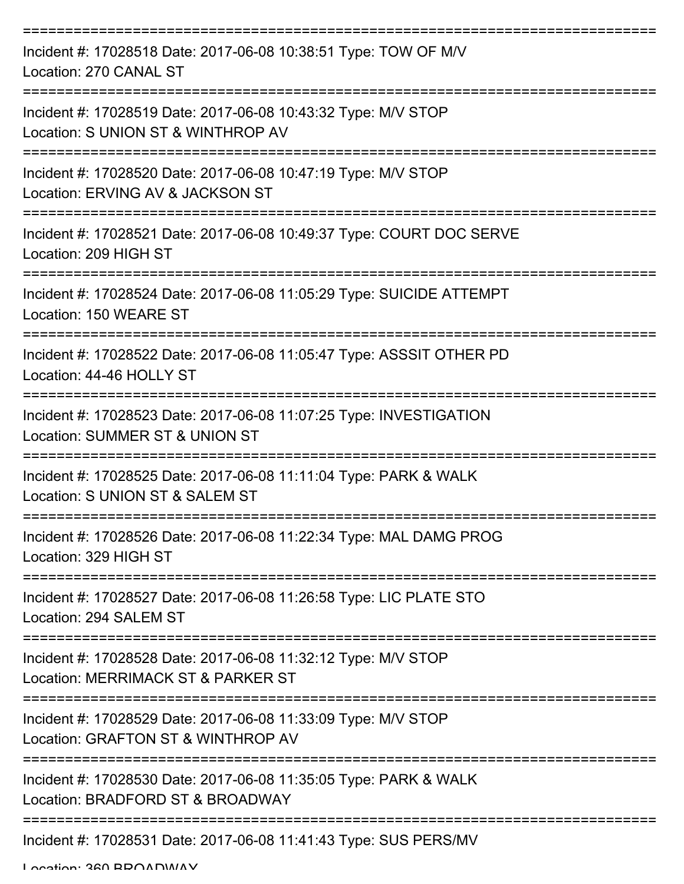===========================================================================

Incident #: 17028518 Date: 2017-06-08 10:38:51 Type: TOW OF M/V
Location: 270 CANAL ST

===========================================================================

Incident #: 17028519 Date: 2017-06-08 10:43:32 Type: M/V STOP
Location: S UNION ST & WINTHROP AV

===========================================================================

Incident #: 17028520 Date: 2017-06-08 10:47:19 Type: M/V STOP
Location: ERVING AV & JACKSON ST

===========================================================================

Incident #: 17028521 Date: 2017-06-08 10:49:37 Type: COURT DOC SERVE
Location: 209 HIGH ST

===========================================================================

Incident #: 17028524 Date: 2017-06-08 11:05:29 Type: SUICIDE ATTEMPT
Location: 150 WEARE ST

===========================================================================

Incident #: 17028522 Date: 2017-06-08 11:05:47 Type: ASSSIT OTHER PD
Location: 44-46 HOLLY ST

===========================================================================

Incident #: 17028523 Date: 2017-06-08 11:07:25 Type: INVESTIGATION
Location: SUMMER ST & UNION ST

===========================================================================

Incident #: 17028525 Date: 2017-06-08 11:11:04 Type: PARK & WALK
Location: S UNION ST & SALEM ST

===========================================================================

Incident #: 17028526 Date: 2017-06-08 11:22:34 Type: MAL DAMG PROG
Location: 329 HIGH ST

===========================================================================

Incident #: 17028527 Date: 2017-06-08 11:26:58 Type: LIC PLATE STO
Location: 294 SALEM ST

===========================================================================

Incident #: 17028528 Date: 2017-06-08 11:32:12 Type: M/V STOP
Location: MERRIMACK ST & PARKER ST

===========================================================================

Incident #: 17028529 Date: 2017-06-08 11:33:09 Type: M/V STOP
Location: GRAFTON ST & WINTHROP AV

===========================================================================

Incident #: 17028530 Date: 2017-06-08 11:35:05 Type: PARK & WALK
Location: BRADFORD ST & BROADWAY

===========================================================================

Incident #: 17028531 Date: 2017-06-08 11:41:43 Type: SUS PERS/MV
Location: 360 BROADWAY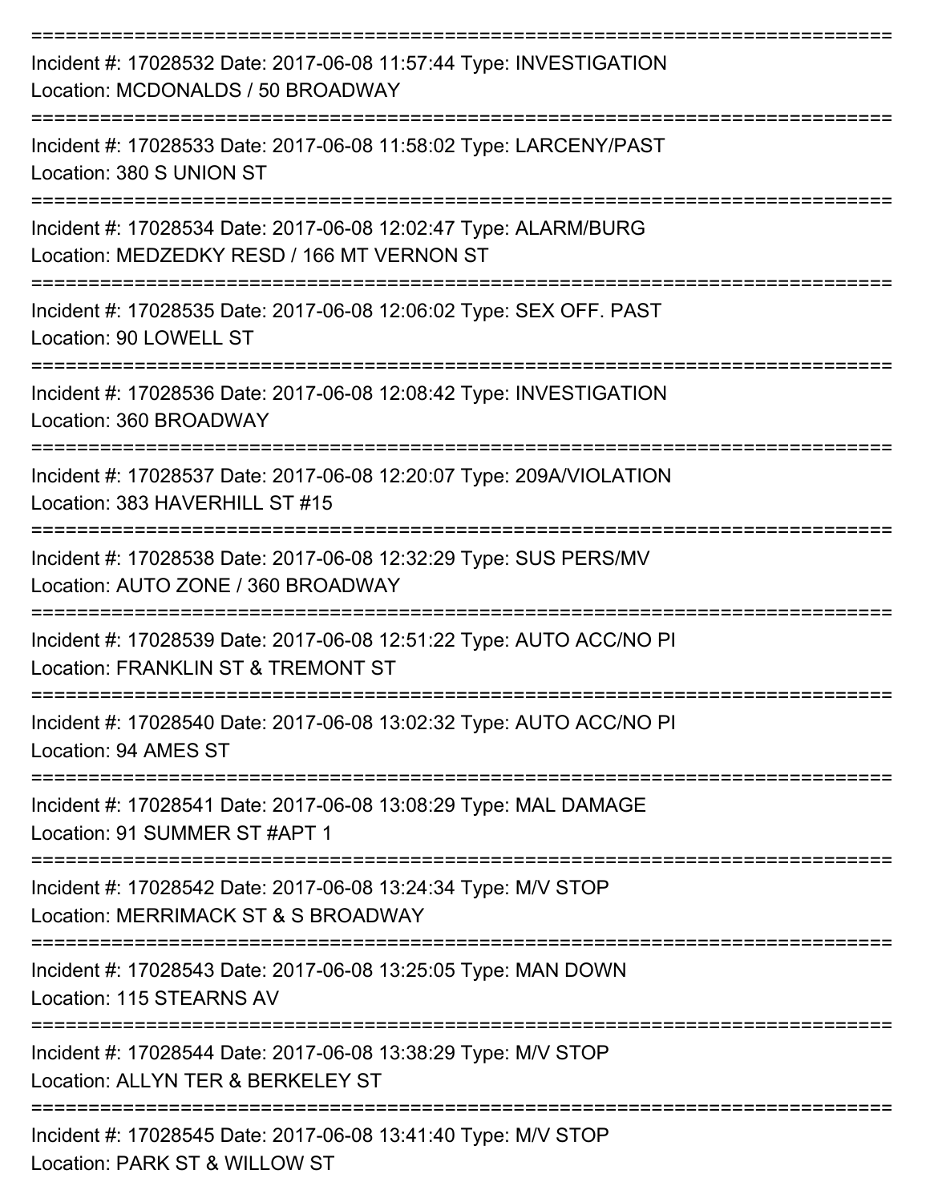Incident #: 17028532 Date: 2017-06-08 11:57:44 Type: INVESTIGATION
Location: MCDONALDS / 50 BROADWAY

---

Incident #: 17028533 Date: 2017-06-08 11:58:02 Type: LARCENY/PAST
Location: 380 S UNION ST

---

Incident #: 17028534 Date: 2017-06-08 12:02:47 Type: ALARM/BURG
Location: MEDZEDKY RESD / 166 MT VERNON ST

---

Incident #: 17028535 Date: 2017-06-08 12:06:02 Type: SEX OFF. PAST
Location: 90 LOWELL ST

---

Incident #: 17028536 Date: 2017-06-08 12:08:42 Type: INVESTIGATION
Location: 360 BROADWAY

---

Incident #: 17028537 Date: 2017-06-08 12:20:07 Type: 209A/VIOLATION
Location: 383 HAVERHILL ST #15

---

Incident #: 17028538 Date: 2017-06-08 12:32:29 Type: SUS PERS/MV
Location: AUTO ZONE / 360 BROADWAY

---

Incident #: 17028539 Date: 2017-06-08 12:51:22 Type: AUTO ACC/NO PI
Location: FRANKLIN ST & TREMONT ST

---

Incident #: 17028540 Date: 2017-06-08 13:02:32 Type: AUTO ACC/NO PI
Location: 94 AMES ST

---

Incident #: 17028541 Date: 2017-06-08 13:08:29 Type: MAL DAMAGE
Location: 91 SUMMER ST #APT 1

---

Incident #: 17028542 Date: 2017-06-08 13:24:34 Type: M/V STOP
Location: MERRIMACK ST & S BROADWAY

---

Incident #: 17028543 Date: 2017-06-08 13:25:05 Type: MAN DOWN
Location: 115 STEARNS AV

---

Incident #: 17028544 Date: 2017-06-08 13:38:29 Type: M/V STOP
Location: ALLYN TER & BERKELEY ST

---

Incident #: 17028545 Date: 2017-06-08 13:41:40 Type: M/V STOP
Location: PARK ST & WILLOW ST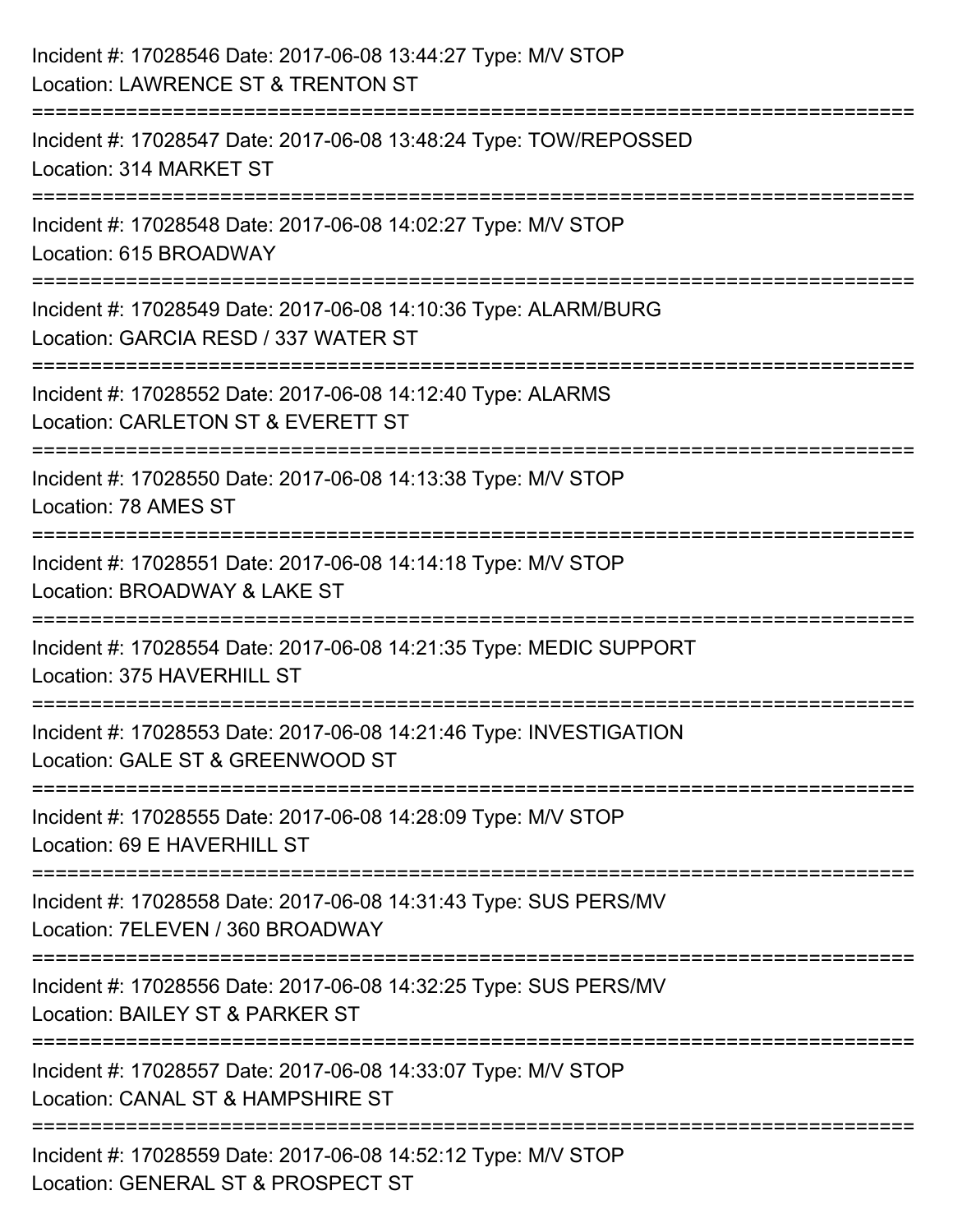Incident #: 17028546 Date: 2017-06-08 13:44:27 Type: M/V STOP
Location: LAWRENCE ST & TRENTON ST

===========================================================================

Incident #: 17028547 Date: 2017-06-08 13:48:24 Type: TOW/REPOSSED
Location: 314 MARKET ST

===========================================================================

Incident #: 17028548 Date: 2017-06-08 14:02:27 Type: M/V STOP
Location: 615 BROADWAY

===========================================================================

Incident #: 17028549 Date: 2017-06-08 14:10:36 Type: ALARM/BURG
Location: GARCIA RESD / 337 WATER ST

===========================================================================

Incident #: 17028552 Date: 2017-06-08 14:12:40 Type: ALARMS
Location: CARLETON ST & EVERETT ST

===========================================================================

Incident #: 17028550 Date: 2017-06-08 14:13:38 Type: M/V STOP
Location: 78 AMES ST

===========================================================================

Incident #: 17028551 Date: 2017-06-08 14:14:18 Type: M/V STOP
Location: BROADWAY & LAKE ST

===========================================================================

Incident #: 17028554 Date: 2017-06-08 14:21:35 Type: MEDIC SUPPORT
Location: 375 HAVERHILL ST

===========================================================================

Incident #: 17028553 Date: 2017-06-08 14:21:46 Type: INVESTIGATION
Location: GALE ST & GREENWOOD ST

===========================================================================

Incident #: 17028555 Date: 2017-06-08 14:28:09 Type: M/V STOP
Location: 69 E HAVERHILL ST

===========================================================================

Incident #: 17028558 Date: 2017-06-08 14:31:43 Type: SUS PERS/MV
Location: 7ELEVEN / 360 BROADWAY

===========================================================================

Incident #: 17028556 Date: 2017-06-08 14:32:25 Type: SUS PERS/MV
Location: BAILEY ST & PARKER ST

===========================================================================

Incident #: 17028557 Date: 2017-06-08 14:33:07 Type: M/V STOP
Location: CANAL ST & HAMPSHIRE ST

===========================================================================

Incident #: 17028559 Date: 2017-06-08 14:52:12 Type: M/V STOP
Location: GENERAL ST & PROSPECT ST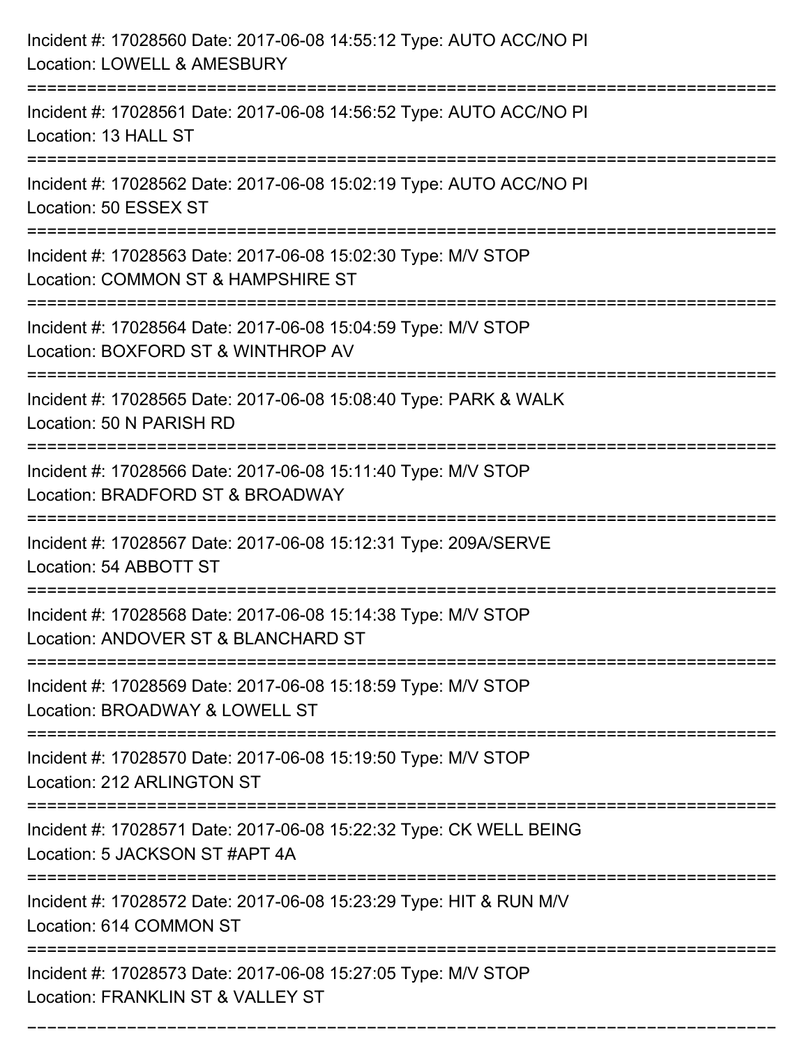Incident #: 17028560 Date: 2017-06-08 14:55:12 Type: AUTO ACC/NO PI
Location: LOWELL & AMESBURY

===========================================================================

Incident #: 17028561 Date: 2017-06-08 14:56:52 Type: AUTO ACC/NO PI
Location: 13 HALL ST

===========================================================================

Incident #: 17028562 Date: 2017-06-08 15:02:19 Type: AUTO ACC/NO PI
Location: 50 ESSEX ST

===========================================================================

Incident #: 17028563 Date: 2017-06-08 15:02:30 Type: M/V STOP
Location: COMMON ST & HAMPSHIRE ST

===========================================================================

Incident #: 17028564 Date: 2017-06-08 15:04:59 Type: M/V STOP
Location: BOXFORD ST & WINTHROP AV

===========================================================================

Incident #: 17028565 Date: 2017-06-08 15:08:40 Type: PARK & WALK
Location: 50 N PARISH RD

===========================================================================

Incident #: 17028566 Date: 2017-06-08 15:11:40 Type: M/V STOP
Location: BRADFORD ST & BROADWAY

===========================================================================

Incident #: 17028567 Date: 2017-06-08 15:12:31 Type: 209A/SERVE
Location: 54 ABBOTT ST

===========================================================================

Incident #: 17028568 Date: 2017-06-08 15:14:38 Type: M/V STOP
Location: ANDOVER ST & BLANCHARD ST

===========================================================================

Incident #: 17028569 Date: 2017-06-08 15:18:59 Type: M/V STOP
Location: BROADWAY & LOWELL ST

===========================================================================

Incident #: 17028570 Date: 2017-06-08 15:19:50 Type: M/V STOP
Location: 212 ARLINGTON ST

===========================================================================

Incident #: 17028571 Date: 2017-06-08 15:22:32 Type: CK WELL BEING
Location: 5 JACKSON ST #APT 4A

===========================================================================

Incident #: 17028572 Date: 2017-06-08 15:23:29 Type: HIT & RUN M/V
Location: 614 COMMON ST

===========================================================================

Incident #: 17028573 Date: 2017-06-08 15:27:05 Type: M/V STOP
Location: FRANKLIN ST & VALLEY ST

===========================================================================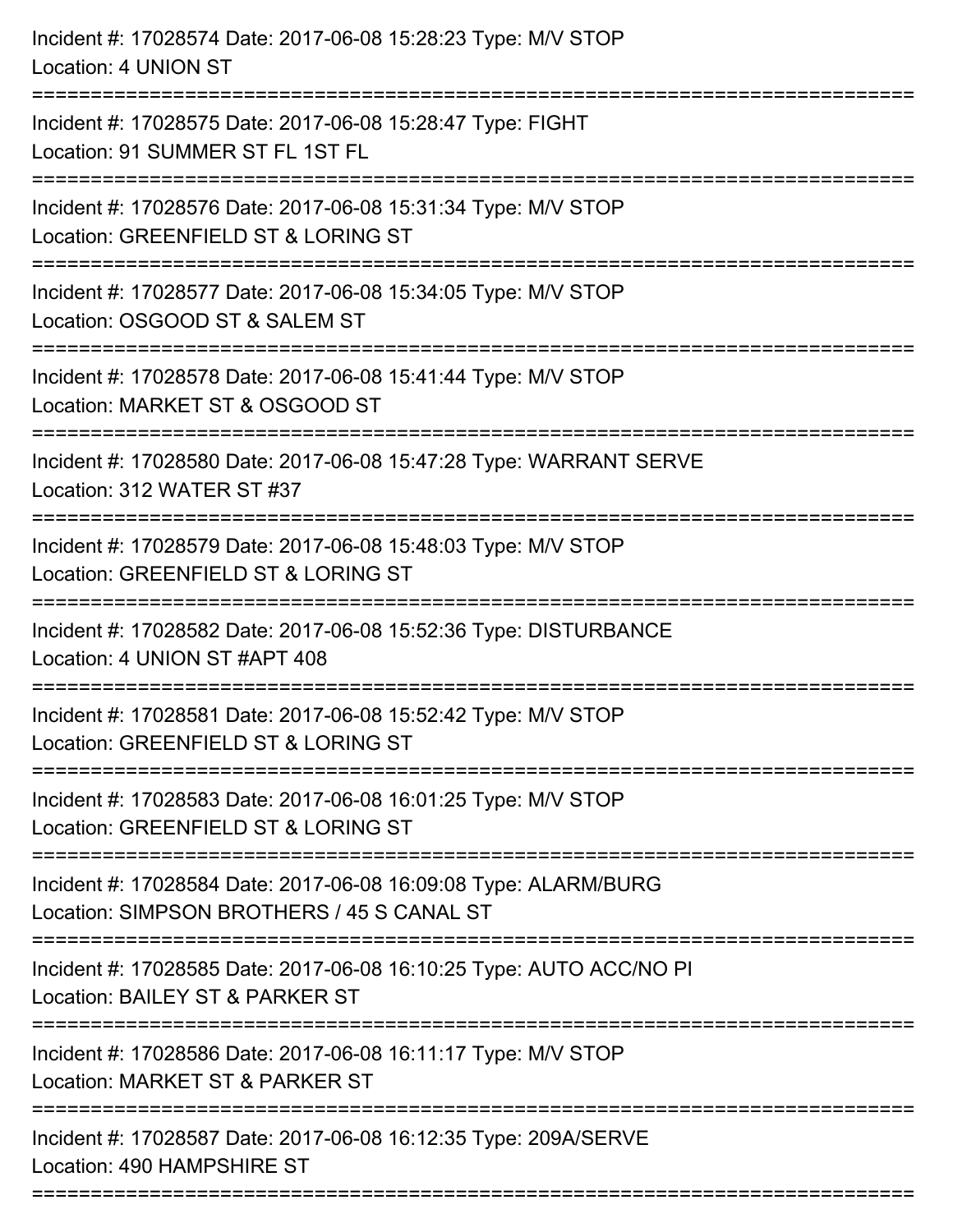Incident #: 17028574 Date: 2017-06-08 15:28:23 Type: M/V STOP
Location: 4 UNION ST

===========================================================================

Incident #: 17028575 Date: 2017-06-08 15:28:47 Type: FIGHT
Location: 91 SUMMER ST FL 1ST FL

===========================================================================

Incident #: 17028576 Date: 2017-06-08 15:31:34 Type: M/V STOP
Location: GREENFIELD ST & LORING ST

===========================================================================

Incident #: 17028577 Date: 2017-06-08 15:34:05 Type: M/V STOP
Location: OSGOOD ST & SALEM ST

===========================================================================

Incident #: 17028578 Date: 2017-06-08 15:41:44 Type: M/V STOP
Location: MARKET ST & OSGOOD ST

===========================================================================

Incident #: 17028580 Date: 2017-06-08 15:47:28 Type: WARRANT SERVE
Location: 312 WATER ST #37

===========================================================================

Incident #: 17028579 Date: 2017-06-08 15:48:03 Type: M/V STOP
Location: GREENFIELD ST & LORING ST

===========================================================================

Incident #: 17028582 Date: 2017-06-08 15:52:36 Type: DISTURBANCE
Location: 4 UNION ST #APT 408

===========================================================================

Incident #: 17028581 Date: 2017-06-08 15:52:42 Type: M/V STOP
Location: GREENFIELD ST & LORING ST

===========================================================================

Incident #: 17028583 Date: 2017-06-08 16:01:25 Type: M/V STOP
Location: GREENFIELD ST & LORING ST

===========================================================================

Incident #: 17028584 Date: 2017-06-08 16:09:08 Type: ALARM/BURG
Location: SIMPSON BROTHERS / 45 S CANAL ST

===========================================================================

Incident #: 17028585 Date: 2017-06-08 16:10:25 Type: AUTO ACC/NO PI
Location: BAILEY ST & PARKER ST

===========================================================================

Incident #: 17028586 Date: 2017-06-08 16:11:17 Type: M/V STOP
Location: MARKET ST & PARKER ST

===========================================================================

Incident #: 17028587 Date: 2017-06-08 16:12:35 Type: 209A/SERVE
Location: 490 HAMPSHIRE ST

===========================================================================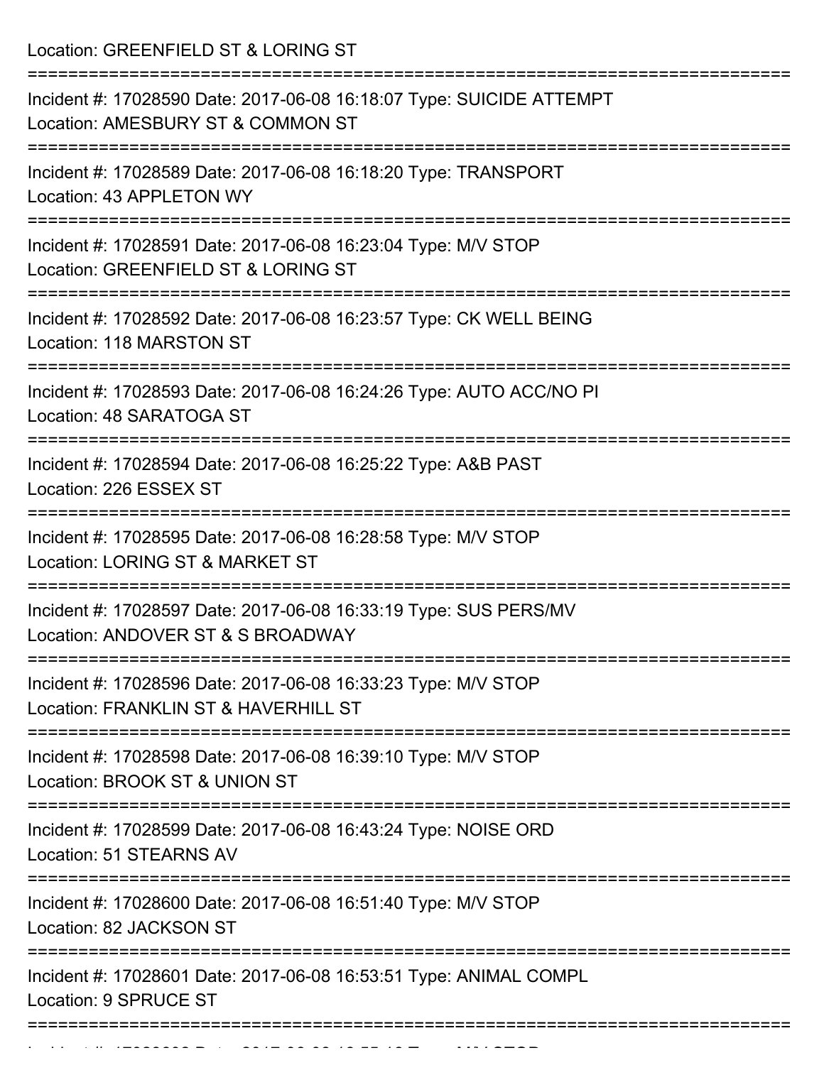Location: GREENFIELD ST & LORING ST

===========================================================================

Incident #: 17028590 Date: 2017-06-08 16:18:07 Type: SUICIDE ATTEMPT
Location: AMESBURY ST & COMMON ST

===========================================================================

Incident #: 17028589 Date: 2017-06-08 16:18:20 Type: TRANSPORT
Location: 43 APPLETON WY

===========================================================================

Incident #: 17028591 Date: 2017-06-08 16:23:04 Type: M/V STOP
Location: GREENFIELD ST & LORING ST

===========================================================================

Incident #: 17028592 Date: 2017-06-08 16:23:57 Type: CK WELL BEING
Location: 118 MARSTON ST

===========================================================================

Incident #: 17028593 Date: 2017-06-08 16:24:26 Type: AUTO ACC/NO PI
Location: 48 SARATOGA ST

===========================================================================

Incident #: 17028594 Date: 2017-06-08 16:25:22 Type: A&B PAST
Location: 226 ESSEX ST

===========================================================================

Incident #: 17028595 Date: 2017-06-08 16:28:58 Type: M/V STOP
Location: LORING ST & MARKET ST

===========================================================================

Incident #: 17028597 Date: 2017-06-08 16:33:19 Type: SUS PERS/MV
Location: ANDOVER ST & S BROADWAY

===========================================================================

Incident #: 17028596 Date: 2017-06-08 16:33:23 Type: M/V STOP
Location: FRANKLIN ST & HAVERHILL ST

===========================================================================

Incident #: 17028598 Date: 2017-06-08 16:39:10 Type: M/V STOP
Location: BROOK ST & UNION ST

===========================================================================

Incident #: 17028599 Date: 2017-06-08 16:43:24 Type: NOISE ORD
Location: 51 STEARNS AV

===========================================================================

Incident #: 17028600 Date: 2017-06-08 16:51:40 Type: M/V STOP
Location: 82 JACKSON ST

===========================================================================

Incident #: 17028601 Date: 2017-06-08 16:53:51 Type: ANIMAL COMPL
Location: 9 SPRUCE ST

===========================================================================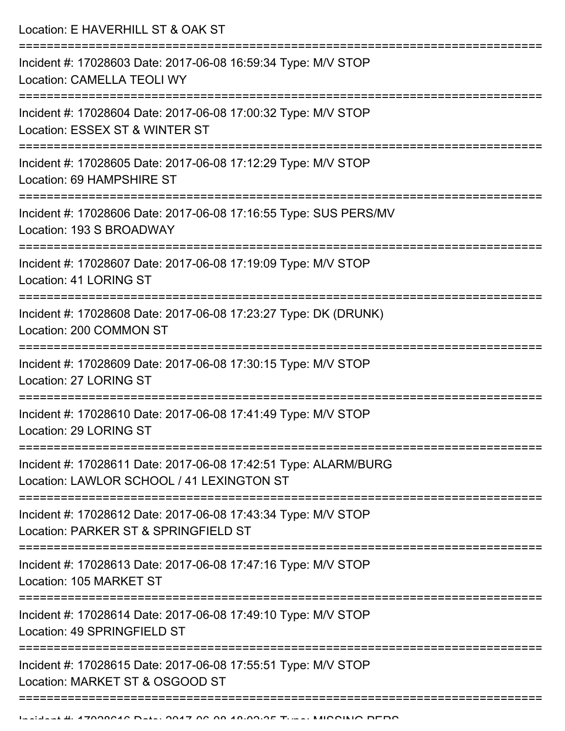Location: E HAVERHILL ST & OAK ST

===========================================================================

Incident #: 17028603 Date: 2017-06-08 16:59:34 Type: M/V STOP
Location: CAMELLA TEOLI WY

===========================================================================

Incident #: 17028604 Date: 2017-06-08 17:00:32 Type: M/V STOP
Location: ESSEX ST & WINTER ST

===========================================================================

Incident #: 17028605 Date: 2017-06-08 17:12:29 Type: M/V STOP
Location: 69 HAMPSHIRE ST

===========================================================================

Incident #: 17028606 Date: 2017-06-08 17:16:55 Type: SUS PERS/MV
Location: 193 S BROADWAY

===========================================================================

Incident #: 17028607 Date: 2017-06-08 17:19:09 Type: M/V STOP
Location: 41 LORING ST

===========================================================================

Incident #: 17028608 Date: 2017-06-08 17:23:27 Type: DK (DRUNK)
Location: 200 COMMON ST

===========================================================================

Incident #: 17028609 Date: 2017-06-08 17:30:15 Type: M/V STOP
Location: 27 LORING ST

===========================================================================

Incident #: 17028610 Date: 2017-06-08 17:41:49 Type: M/V STOP
Location: 29 LORING ST

===========================================================================

Incident #: 17028611 Date: 2017-06-08 17:42:51 Type: ALARM/BURG
Location: LAWLOR SCHOOL / 41 LEXINGTON ST

===========================================================================

Incident #: 17028612 Date: 2017-06-08 17:43:34 Type: M/V STOP
Location: PARKER ST & SPRINGFIELD ST

===========================================================================

Incident #: 17028613 Date: 2017-06-08 17:47:16 Type: M/V STOP
Location: 105 MARKET ST

===========================================================================

Incident #: 17028614 Date: 2017-06-08 17:49:10 Type: M/V STOP
Location: 49 SPRINGFIELD ST

===========================================================================

Incident #: 17028615 Date: 2017-06-08 17:55:51 Type: M/V STOP
Location: MARKET ST & OSGOOD ST

===========================================================================

Incident #: 17028616 Date: 2017-06-08 18:02:35 Type: MISSING PERS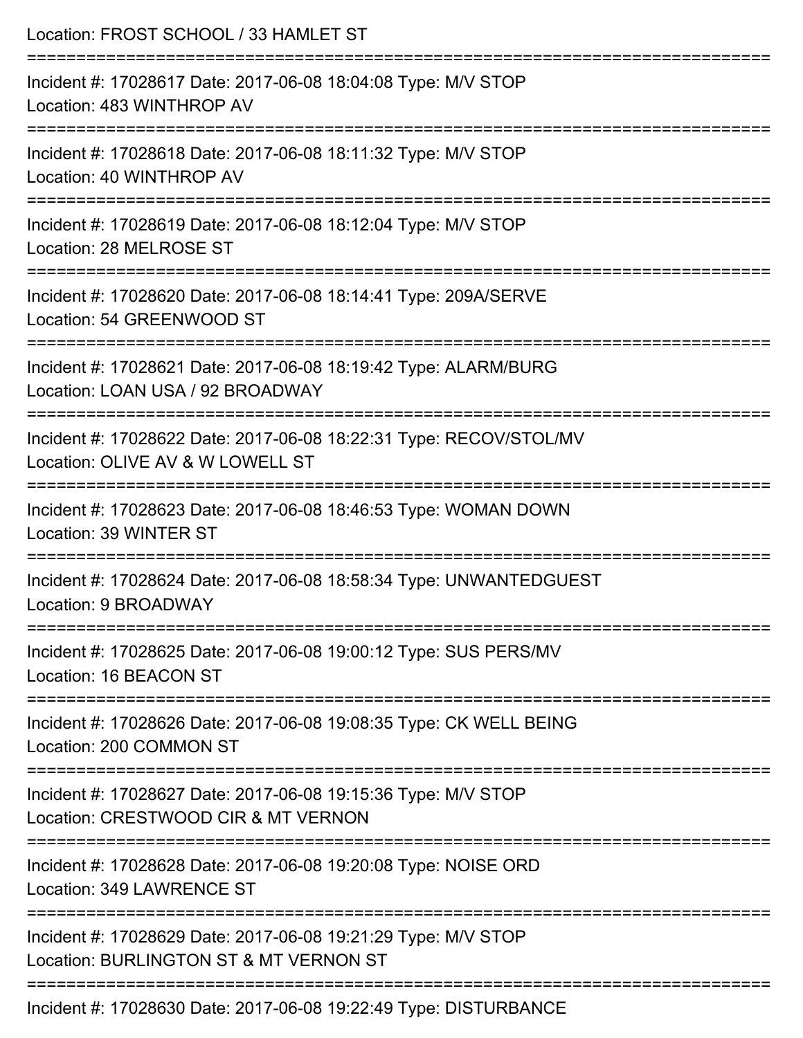Location: FROST SCHOOL / 33 HAMLET ST

===========================================================================

Incident #: 17028617 Date: 2017-06-08 18:04:08 Type: M/V STOP

Location: 483 WINTHROP AV

===========================================================================

Incident #: 17028618 Date: 2017-06-08 18:11:32 Type: M/V STOP

Location: 40 WINTHROP AV

===========================================================================

Incident #: 17028619 Date: 2017-06-08 18:12:04 Type: M/V STOP

Location: 28 MELROSE ST

===========================================================================

Incident #: 17028620 Date: 2017-06-08 18:14:41 Type: 209A/SERVE

Location: 54 GREENWOOD ST

===========================================================================

Incident #: 17028621 Date: 2017-06-08 18:19:42 Type: ALARM/BURG

Location: LOAN USA / 92 BROADWAY

===========================================================================

Incident #: 17028622 Date: 2017-06-08 18:22:31 Type: RECOV/STOL/MV

Location: OLIVE AV & W LOWELL ST

===========================================================================

Incident #: 17028623 Date: 2017-06-08 18:46:53 Type: WOMAN DOWN

Location: 39 WINTER ST

===========================================================================

Incident #: 17028624 Date: 2017-06-08 18:58:34 Type: UNWANTEDGUEST

Location: 9 BROADWAY

===========================================================================

Incident #: 17028625 Date: 2017-06-08 19:00:12 Type: SUS PERS/MV

Location: 16 BEACON ST

===========================================================================

Incident #: 17028626 Date: 2017-06-08 19:08:35 Type: CK WELL BEING

Location: 200 COMMON ST

===========================================================================

Incident #: 17028627 Date: 2017-06-08 19:15:36 Type: M/V STOP

Location: CRESTWOOD CIR & MT VERNON

===========================================================================

Incident #: 17028628 Date: 2017-06-08 19:20:08 Type: NOISE ORD

Location: 349 LAWRENCE ST

===========================================================================

Incident #: 17028629 Date: 2017-06-08 19:21:29 Type: M/V STOP

Location: BURLINGTON ST & MT VERNON ST

===========================================================================

Incident #: 17028630 Date: 2017-06-08 19:22:49 Type: DISTURBANCE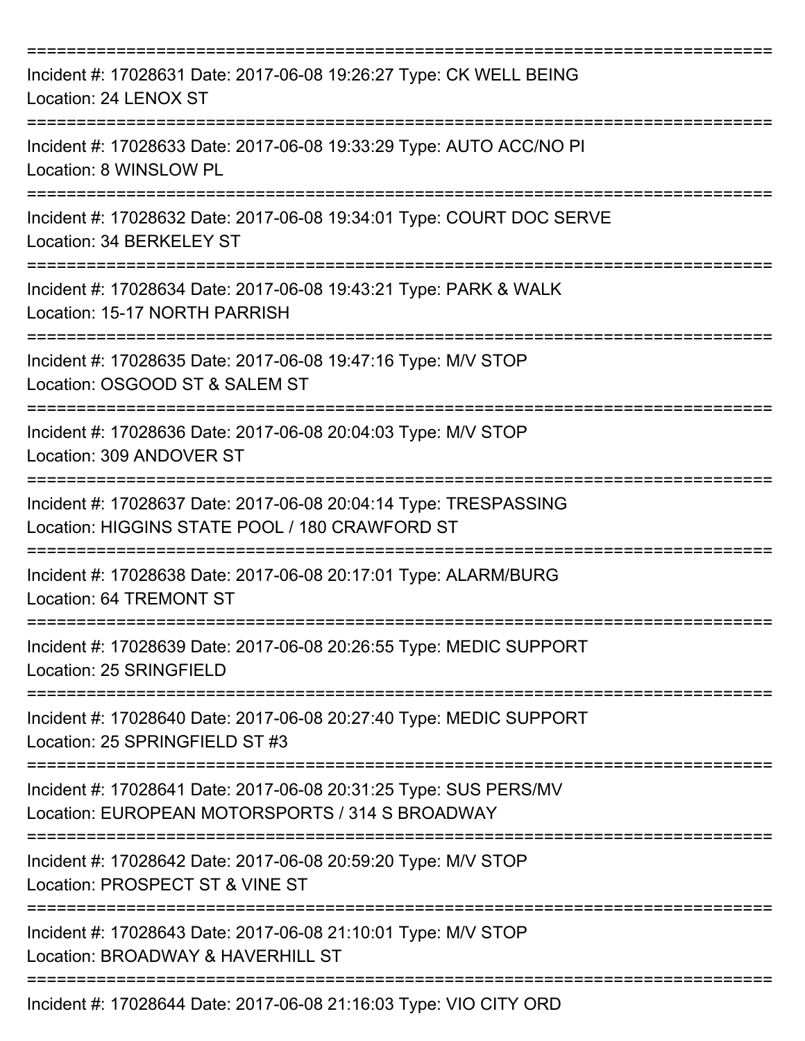===========================================================================

Incident #: 17028631 Date: 2017-06-08 19:26:27 Type: CK WELL BEING
Location: 24 LENOX ST

===========================================================================

Incident #: 17028633 Date: 2017-06-08 19:33:29 Type: AUTO ACC/NO PI
Location: 8 WINSLOW PL

===========================================================================

Incident #: 17028632 Date: 2017-06-08 19:34:01 Type: COURT DOC SERVE
Location: 34 BERKELEY ST

===========================================================================

Incident #: 17028634 Date: 2017-06-08 19:43:21 Type: PARK & WALK
Location: 15-17 NORTH PARRISH

===========================================================================

Incident #: 17028635 Date: 2017-06-08 19:47:16 Type: M/V STOP
Location: OSGOOD ST & SALEM ST

===========================================================================

Incident #: 17028636 Date: 2017-06-08 20:04:03 Type: M/V STOP
Location: 309 ANDOVER ST

===========================================================================

Incident #: 17028637 Date: 2017-06-08 20:04:14 Type: TRESPASSING
Location: HIGGINS STATE POOL / 180 CRAWFORD ST

===========================================================================

Incident #: 17028638 Date: 2017-06-08 20:17:01 Type: ALARM/BURG
Location: 64 TREMONT ST

===========================================================================

Incident #: 17028639 Date: 2017-06-08 20:26:55 Type: MEDIC SUPPORT
Location: 25 SRINGFIELD

===========================================================================

Incident #: 17028640 Date: 2017-06-08 20:27:40 Type: MEDIC SUPPORT
Location: 25 SPRINGFIELD ST #3

===========================================================================

Incident #: 17028641 Date: 2017-06-08 20:31:25 Type: SUS PERS/MV
Location: EUROPEAN MOTORSPORTS / 314 S BROADWAY

===========================================================================

Incident #: 17028642 Date: 2017-06-08 20:59:20 Type: M/V STOP
Location: PROSPECT ST & VINE ST

===========================================================================

Incident #: 17028643 Date: 2017-06-08 21:10:01 Type: M/V STOP
Location: BROADWAY & HAVERHILL ST

===========================================================================

Incident #: 17028644 Date: 2017-06-08 21:16:03 Type: VIO CITY ORD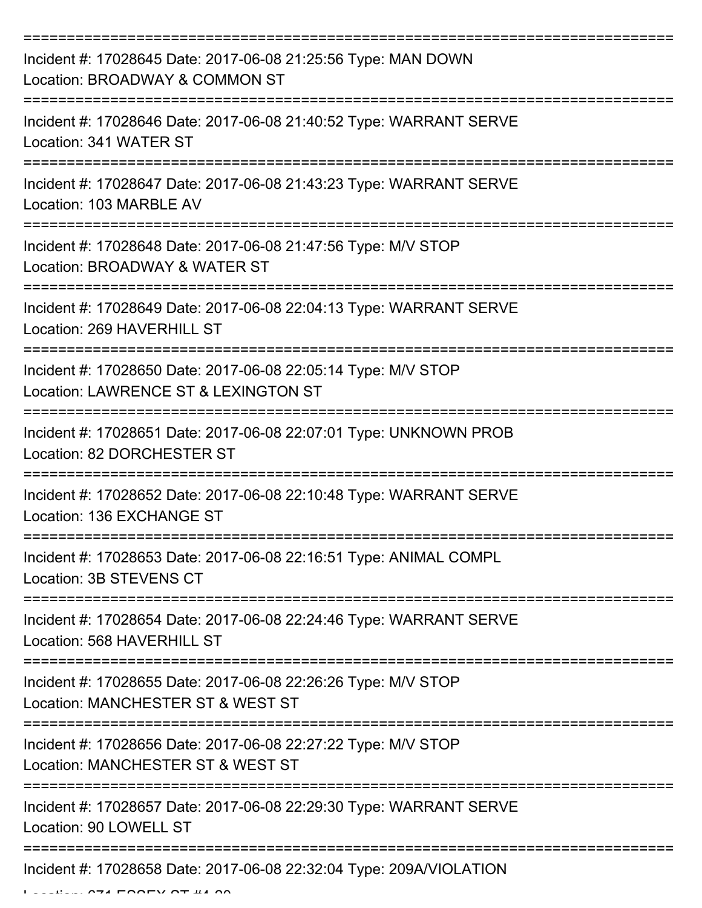===========================================================================

Incident #: 17028645 Date: 2017-06-08 21:25:56 Type: MAN DOWN
Location: BROADWAY & COMMON ST

===========================================================================

Incident #: 17028646 Date: 2017-06-08 21:40:52 Type: WARRANT SERVE
Location: 341 WATER ST

===========================================================================

Incident #: 17028647 Date: 2017-06-08 21:43:23 Type: WARRANT SERVE
Location: 103 MARBLE AV

===========================================================================

Incident #: 17028648 Date: 2017-06-08 21:47:56 Type: M/V STOP
Location: BROADWAY & WATER ST

===========================================================================

Incident #: 17028649 Date: 2017-06-08 22:04:13 Type: WARRANT SERVE
Location: 269 HAVERHILL ST

===========================================================================

Incident #: 17028650 Date: 2017-06-08 22:05:14 Type: M/V STOP
Location: LAWRENCE ST & LEXINGTON ST

===========================================================================

Incident #: 17028651 Date: 2017-06-08 22:07:01 Type: UNKNOWN PROB
Location: 82 DORCHESTER ST

===========================================================================

Incident #: 17028652 Date: 2017-06-08 22:10:48 Type: WARRANT SERVE
Location: 136 EXCHANGE ST

===========================================================================

Incident #: 17028653 Date: 2017-06-08 22:16:51 Type: ANIMAL COMPL
Location: 3B STEVENS CT

===========================================================================

Incident #: 17028654 Date: 2017-06-08 22:24:46 Type: WARRANT SERVE
Location: 568 HAVERHILL ST

===========================================================================

Incident #: 17028655 Date: 2017-06-08 22:26:26 Type: M/V STOP
Location: MANCHESTER ST & WEST ST

===========================================================================

Incident #: 17028656 Date: 2017-06-08 22:27:22 Type: M/V STOP
Location: MANCHESTER ST & WEST ST

===========================================================================

Incident #: 17028657 Date: 2017-06-08 22:29:30 Type: WARRANT SERVE
Location: 90 LOWELL ST

===========================================================================

Incident #: 17028658 Date: 2017-06-08 22:32:04 Type: 209A/VIOLATION
Location: 671 ESSEX ST #1-20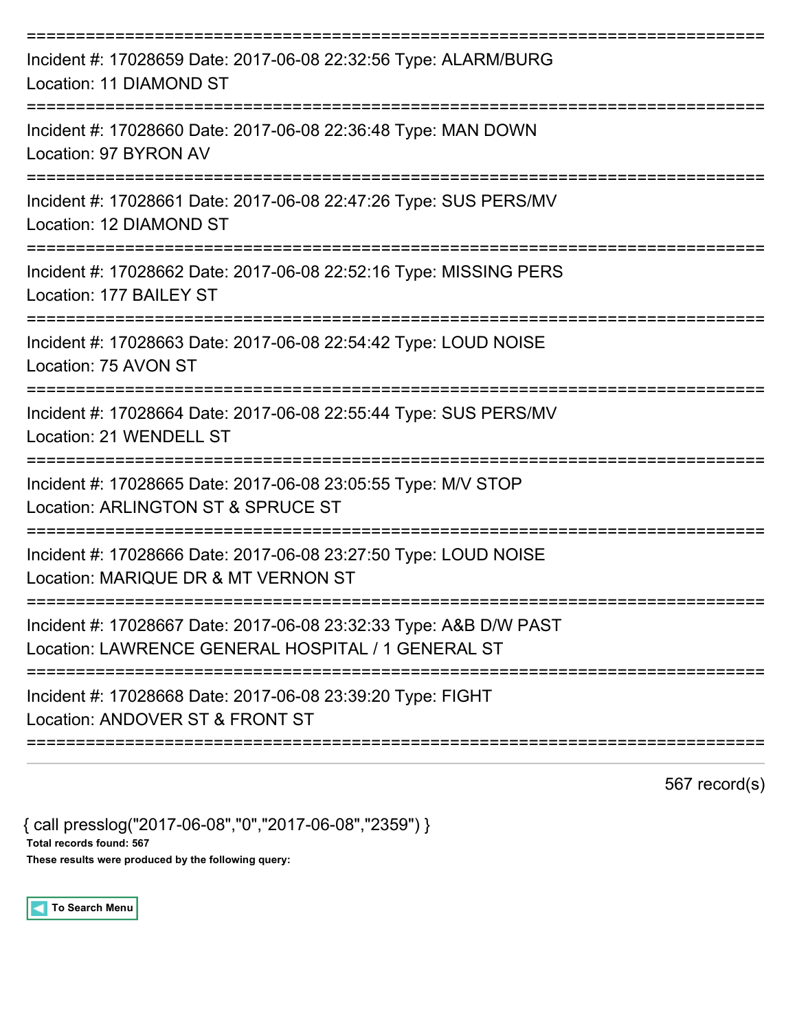===========================================================================

Incident #: 17028659 Date: 2017-06-08 22:32:56 Type: ALARM/BURG
Location: 11 DIAMOND ST

===========================================================================

Incident #: 17028660 Date: 2017-06-08 22:36:48 Type: MAN DOWN
Location: 97 BYRON AV

===========================================================================

Incident #: 17028661 Date: 2017-06-08 22:47:26 Type: SUS PERS/MV
Location: 12 DIAMOND ST

===========================================================================

Incident #: 17028662 Date: 2017-06-08 22:52:16 Type: MISSING PERS
Location: 177 BAILEY ST

===========================================================================

Incident #: 17028663 Date: 2017-06-08 22:54:42 Type: LOUD NOISE
Location: 75 AVON ST

===========================================================================

Incident #: 17028664 Date: 2017-06-08 22:55:44 Type: SUS PERS/MV
Location: 21 WENDELL ST

===========================================================================

Incident #: 17028665 Date: 2017-06-08 23:05:55 Type: M/V STOP
Location: ARLINGTON ST & SPRUCE ST

===========================================================================

Incident #: 17028666 Date: 2017-06-08 23:27:50 Type: LOUD NOISE
Location: MARIQUE DR & MT VERNON ST

===========================================================================

Incident #: 17028667 Date: 2017-06-08 23:32:33 Type: A&B D/W PAST
Location: LAWRENCE GENERAL HOSPITAL / 1 GENERAL ST

===========================================================================

Incident #: 17028668 Date: 2017-06-08 23:39:20 Type: FIGHT
Location: ANDOVER ST & FRONT ST

===========================================================================

567 record(s)

{ call presslog("2017-06-08","0","2017-06-08","2359") }

**Total records found: 567**

**These results were produced by the following query:**

To Search Menu